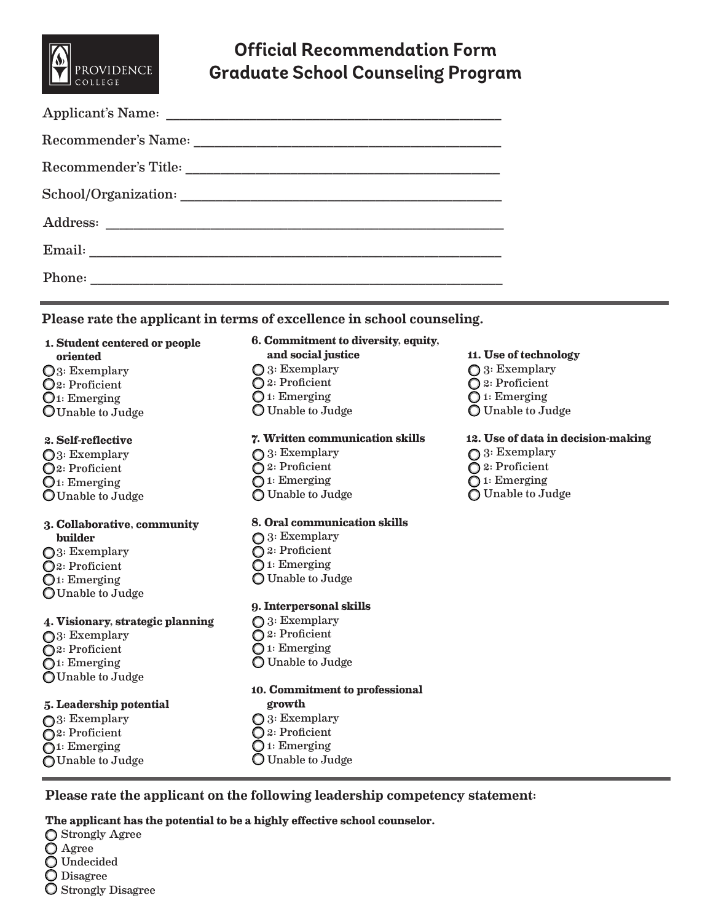# Official Recommendation Form
# Graduate School Counseling Program

PROVIDENCE COLLEGE

Applicant's Name: ____________________________________________

Recommender's Name: ____________________________________________

Recommender's Title: ____________________________________________

School/Organization: ____________________________________________

Address: ____________________________________________

Email: ____________________________________________

Phone: ____________________________________________

---

**Please rate the applicant in terms of excellence in school counseling.**

**1. Student centered or people oriented**
- ○ 3: Exemplary
- ○ 2: Proficient
- ○ 1: Emerging
- ○ Unable to Judge

**2. Self-reflective**
- ○ 3: Exemplary
- ○ 2: Proficient
- ○ 1: Emerging
- ○ Unable to Judge

**3. Collaborative, community builder**
- ○ 3: Exemplary
- ○ 2: Proficient
- ○ 1: Emerging
- ○ Unable to Judge

**4. Visionary, strategic planning**
- ○ 3: Exemplary
- ○ 2: Proficient
- ○ 1: Emerging
- ○ Unable to Judge

**5. Leadership potential**
- ○ 3: Exemplary
- ○ 2: Proficient
- ○ 1: Emerging
- ○ Unable to Judge

**6. Commitment to diversity, equity, and social justice**
- ○ 3: Exemplary
- ○ 2: Proficient
- ○ 1: Emerging
- ○ Unable to Judge

**7. Written communication skills**
- ○ 3: Exemplary
- ○ 2: Proficient
- ○ 1: Emerging
- ○ Unable to Judge

**8. Oral communication skills**
- ○ 3: Exemplary
- ○ 2: Proficient
- ○ 1: Emerging
- ○ Unable to Judge

**9. Interpersonal skills**
- ○ 3: Exemplary
- ○ 2: Proficient
- ○ 1: Emerging
- ○ Unable to Judge

**10. Commitment to professional growth**
- ○ 3: Exemplary
- ○ 2: Proficient
- ○ 1: Emerging
- ○ Unable to Judge

**11. Use of technology**
- ○ 3: Exemplary
- ○ 2: Proficient
- ○ 1: Emerging
- ○ Unable to Judge

**12. Use of data in decision-making**
- ○ 3: Exemplary
- ○ 2: Proficient
- ○ 1: Emerging
- ○ Unable to Judge

---

**Please rate the applicant on the following leadership competency statement:**

**The applicant has the potential to be a highly effective school counselor.**
- ○ Strongly Agree
- ○ Agree
- ○ Undecided
- ○ Disagree
- ○ Strongly Disagree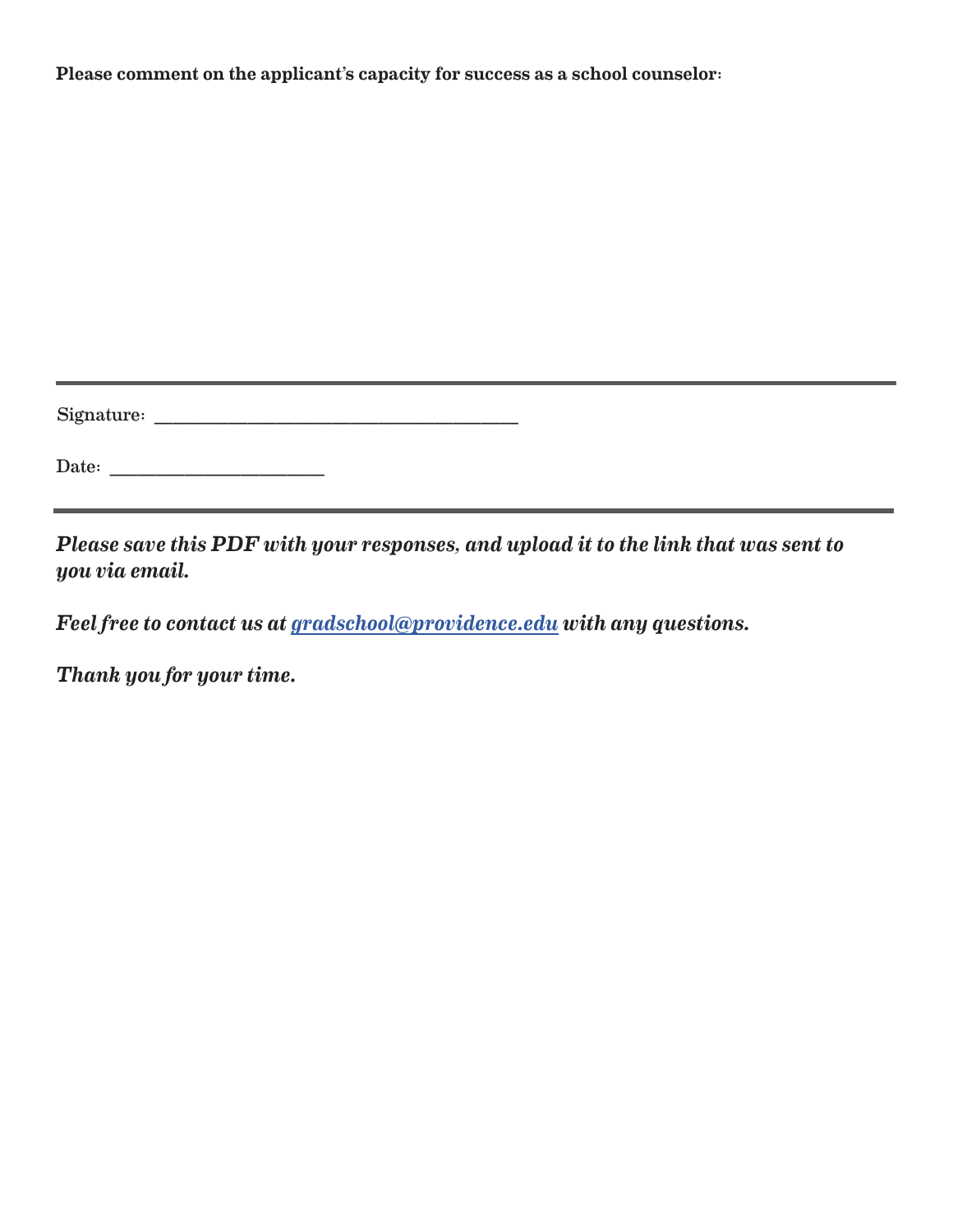**Please comment on the applicant's capacity for success as a school counselor:**

---

Signature: ____________________________________

Date: ______________________

---

***Please save this PDF with your responses, and upload it to the link that was sent to you via email.***

***Feel free to contact us at gradschool@providence.edu with any questions.***

***Thank you for your time.***